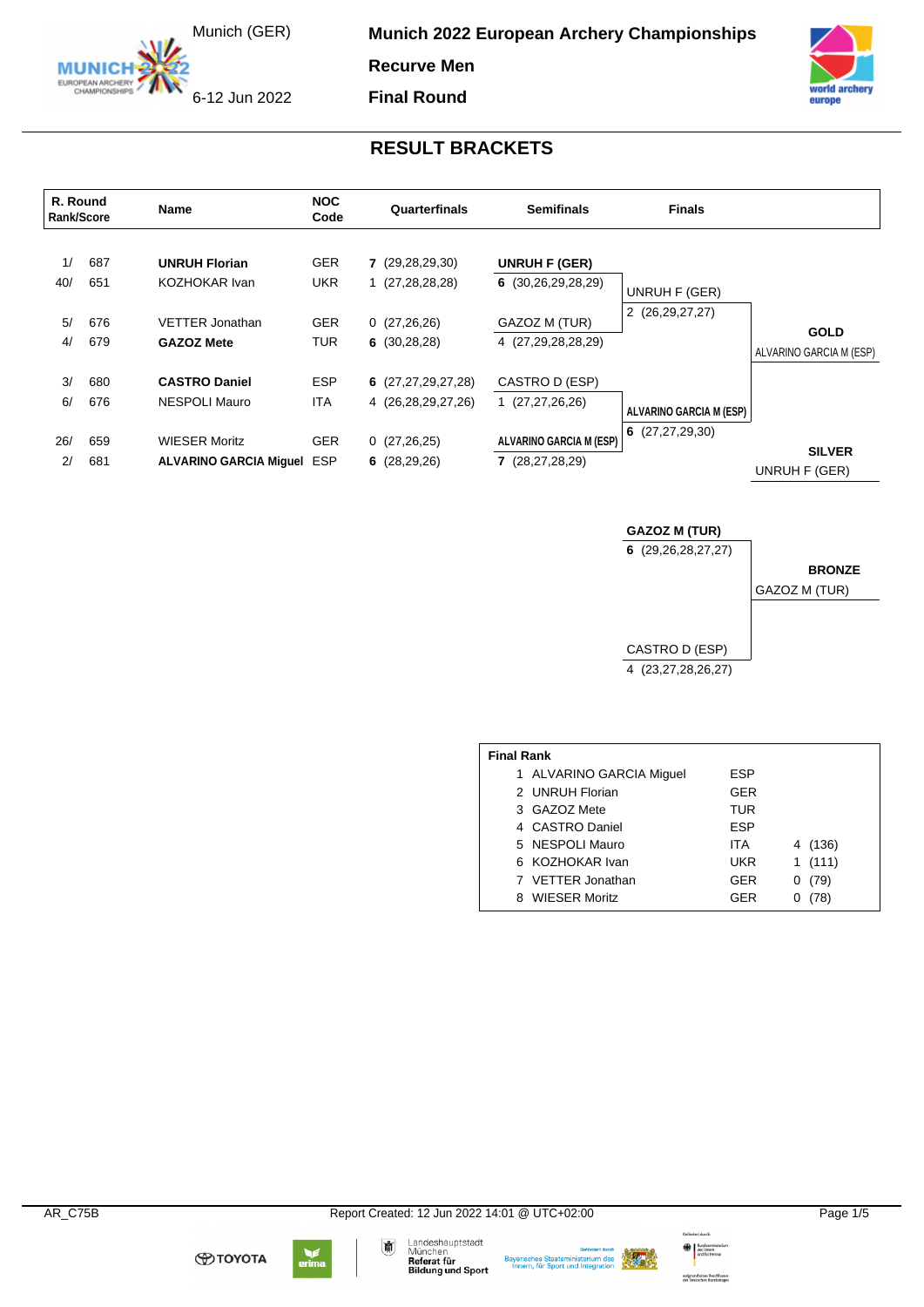Munich (GER)

6-12 Jun 2022

# Munich 2022 European Archery Championships

**Recurve Men**

**Final Round**

## RESULT BRACKETS

| R. Round Rank/Score | | Name | NOC Code | Quarterfinals | Semifinals | Finals | |
|---|---|---|---|---|---|---|---|
| 1/ | 687 | **UNRUH Florian** | GER | **7** (29,28,29,30) | **UNRUH F (GER)** | | |
| 40/ | 651 | KOZHOKAR Ivan | UKR | 1 (27,28,28,28) | **6** (30,26,29,28,29) | UNRUH F (GER) | |
| | | | | | | 2 (26,29,27,27) | |
| 5/ | 676 | VETTER Jonathan | GER | 0 (27,26,26) | GAZOZ M (TUR) | | **GOLD** |
| 4/ | 679 | **GAZOZ Mete** | TUR | **6** (30,28,28) | 4 (27,29,28,28,29) | | ALVARINO GARCIA M (ESP) |
| 3/ | 680 | **CASTRO Daniel** | ESP | **6** (27,27,29,27,28) | CASTRO D (ESP) | | |
| 6/ | 676 | NESPOLI Mauro | ITA | 4 (26,28,29,27,26) | 1 (27,27,26,26) | **ALVARINO GARCIA M (ESP)** | |
| | | | | | | **6** (27,27,29,30) | |
| 26/ | 659 | WIESER Moritz | GER | 0 (27,26,25) | **ALVARINO GARCIA M (ESP)** | | **SILVER** |
| 2/ | 681 | **ALVARINO GARCIA Miguel** | ESP | **6** (28,29,26) | **7** (28,27,28,29) | | UNRUH F (GER) |

| Bronze Match | |
|---|---|
| **GAZOZ M (TUR)** | |
| **6** (29,26,28,27,27) | **BRONZE** |
| | GAZOZ M (TUR) |
| CASTRO D (ESP) | |
| 4 (23,27,28,26,27) | |

**Final Rank**

| | | | |
|---|---|---|---|
| 1 | ALVARINO GARCIA Miguel | ESP | |
| 2 | UNRUH Florian | GER | |
| 3 | GAZOZ Mete | TUR | |
| 4 | CASTRO Daniel | ESP | |
| 5 | NESPOLI Mauro | ITA | 4 (136) |
| 6 | KOZHOKAR Ivan | UKR | 1 (111) |
| 7 | VETTER Jonathan | GER | 0 (79) |
| 8 | WIESER Moritz | GER | 0 (78) |

AR_C75B

Report Created: 12 Jun 2022 14:01 @ UTC+02:00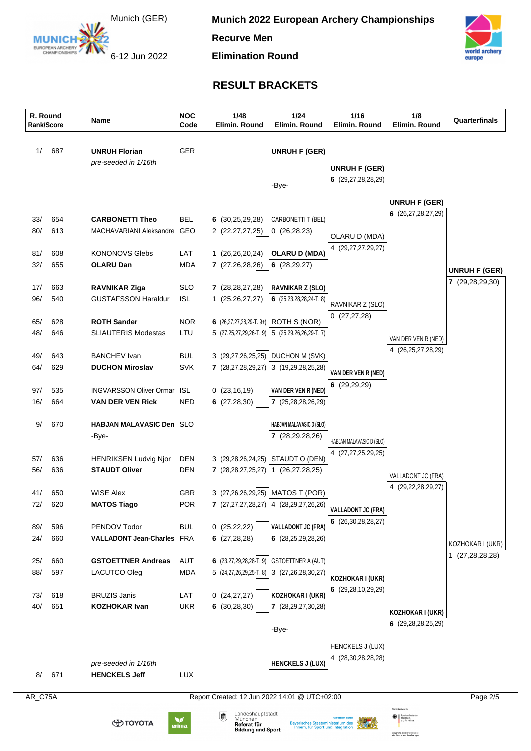# Munich 2022 European Archery Championships

Munich (GER)

6-12 Jun 2022

**Recurve Men**

**Elimination Round**

## RESULT BRACKETS

| R. Round Rank/Score | | Name | NOC Code | 1/48 Elimin. Round | 1/24 Elimin. Round | 1/16 Elimin. Round | 1/8 Elimin. Round | Quarterfinals |
|---|---|---|---|---|---|---|---|---|
| 1/ | 687 | **UNRUH Florian** | GER | | **UNRUH F (GER)** | | | |
| | | *pre-seeded in 1/16th* | | | | **UNRUH F (GER)** | | |
| | | | | | | **6** (29,27,28,28,29) | | |
| | | | | | -Bye- | | | |
| | | | | | | | **UNRUH F (GER)** | |
| | | | | | | | **6** (26,27,28,27,29) | |
| 33/ | 654 | **CARBONETTI Theo** | BEL | **6** (30,25,29,28) | CARBONETTI T (BEL) | | | |
| 80/ | 613 | MACHAVARIANI Aleksandre | GEO | 2 (22,27,27,25) | 0 (26,28,23) | | | |
| | | | | | | OLARU D (MDA) | | |
| | | | | | | 4 (29,27,27,29,27) | | |
| 81/ | 608 | KONONOVS Glebs | LAT | 1 (26,26,20,24) | **OLARU D (MDA)** | | | |
| 32/ | 655 | **OLARU Dan** | MDA | **7** (27,26,28,26) | **6** (28,29,27) | | | |
| | | | | | | | | **UNRUH F (GER)** |
| | | | | | | | | **7** (29,28,29,30) |
| 17/ | 663 | **RAVNIKAR Ziga** | SLO | **7** (28,28,27,28) | **RAVNIKAR Z (SLO)** | | | |
| 96/ | 540 | GUSTAFSSON Haraldur | ISL | 1 (25,26,27,27) | **6** (25,23,28,28,24-T. 8) | | | |
| | | | | | | RAVNIKAR Z (SLO) | | |
| | | | | | | 0 (27,27,28) | | |
| 65/ | 628 | **ROTH Sander** | NOR | **6** (26,27,27,28,29-T. 9+) | ROTH S (NOR) | | | |
| 48/ | 646 | SLIAUTERIS Modestas | LTU | 5 (27,25,27,29,26-T. 9) | 5 (25,29,26,26,29-T. 7) | | | |
| | | | | | | | VAN DER VEN R (NED) | |
| | | | | | | | 4 (26,25,27,28,29) | |
| 49/ | 643 | BANCHEV Ivan | BUL | 3 (29,27,26,25,25) | DUCHON M (SVK) | | | |
| 64/ | 629 | **DUCHON Miroslav** | SVK | **7** (28,27,28,29,27) | 3 (19,29,28,25,28) | | | |
| | | | | | | **VAN DER VEN R (NED)** | | |
| | | | | | | **6** (29,29,29) | | |
| 97/ | 535 | INGVARSSON Oliver Ormar | ISL | 0 (23,16,19) | **VAN DER VEN R (NED)** | | | |
| 16/ | 664 | **VAN DER VEN Rick** | NED | **6** (27,28,30) | **7** (25,28,28,26,29) | | | |
| 9/ | 670 | **HABJAN MALAVASIC Den** | SLO | | **HABJAN MALAVASIC D (SLO)** | | | |
| | | -Bye- | | | **7** (28,29,28,26) | | | |
| | | | | | | HABJAN MALAVASIC D (SLO) | | |
| | | | | | | 4 (27,27,25,29,25) | | |
| 57/ | 636 | HENRIKSEN Ludvig Njor | DEN | 3 (29,28,26,24,25) | STAUDT O (DEN) | | | |
| 56/ | 636 | **STAUDT Oliver** | DEN | **7** (28,28,27,25,27) | 1 (26,27,28,25) | | | |
| | | | | | | | VALLADONT JC (FRA) | |
| | | | | | | | 4 (29,22,28,29,27) | |
| 41/ | 650 | WISE Alex | GBR | 3 (27,26,26,29,25) | MATOS T (POR) | | | |
| 72/ | 620 | **MATOS Tiago** | POR | **7** (27,27,27,28,27) | 4 (28,29,27,26,26) | | | |
| | | | | | | **VALLADONT JC (FRA)** | | |
| | | | | | | **6** (26,30,28,28,27) | | |
| 89/ | 596 | PENDOV Todor | BUL | 0 (25,22,22) | **VALLADONT JC (FRA)** | | | |
| 24/ | 660 | **VALLADONT Jean-Charles** | FRA | **6** (27,28,28) | **6** (28,25,29,28,26) | | | |
| | | | | | | | | KOZHOKAR I (UKR) |
| | | | | | | | | 1 (27,28,28,28) |
| 25/ | 660 | **GSTOETTNER Andreas** | AUT | **6** (23,27,29,28,28-T. 9) | GSTOETTNER A (AUT) | | | |
| 88/ | 597 | LACUTCO Oleg | MDA | 5 (24,27,26,29,25-T. 8) | 3 (27,26,28,30,27) | | | |
| | | | | | | **KOZHOKAR I (UKR)** | | |
| | | | | | | **6** (29,28,10,29,29) | | |
| 73/ | 618 | BRUZIS Janis | LAT | 0 (24,27,27) | **KOZHOKAR I (UKR)** | | | |
| 40/ | 651 | **KOZHOKAR Ivan** | UKR | **6** (30,28,30) | **7** (28,29,27,30,28) | | | |
| | | | | | | | **KOZHOKAR I (UKR)** | |
| | | | | | | | **6** (29,28,28,25,29) | |
| | | | | | -Bye- | | | |
| | | | | | | HENCKELS J (LUX) | | |
| | | | | | | 4 (28,30,28,28,28) | | |
| | | *pre-seeded in 1/16th* | | | **HENCKELS J (LUX)** | | | |
| 8/ | 671 | **HENCKELS Jeff** | LUX | | | | | |

AR_C75A

Report Created: 12 Jun 2022 14:01 @ UTC+02:00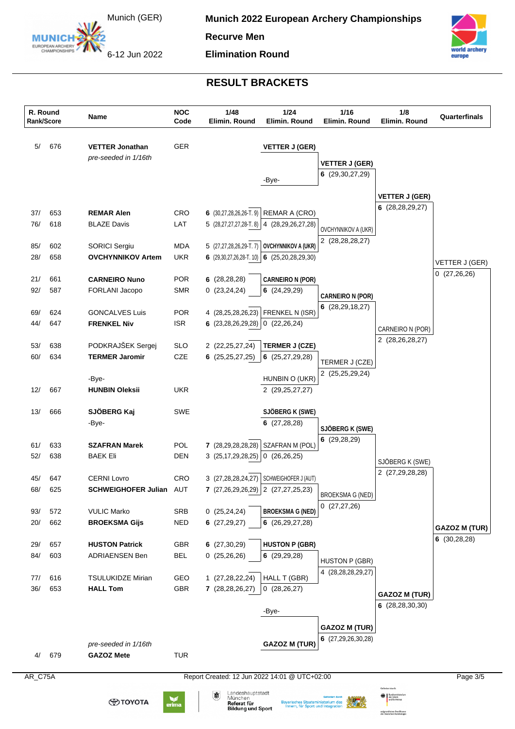# Munich 2022 European Archery Championships

**Recurve Men**

**Elimination Round**

Munich (GER) 6-12 Jun 2022

## RESULT BRACKETS

| R. Round Rank/Score | Name | NOC Code | 1/48 Elimin. Round | 1/24 Elimin. Round | 1/16 Elimin. Round | 1/8 Elimin. Round | Quarterfinals |
|---|---|---|---|---|---|---|---|
| 5/ 676 | **VETTER Jonathan** *pre-seeded in 1/16th* | GER | | **VETTER J (GER)** | | | |
| | | | | -Bye- | **VETTER J (GER)** 6 (29,30,27,29) | | |
| 37/ 653 | **REMAR Alen** | CRO | 6 (30,27,28,26,26-T. 9) | REMAR A (CRO) 4 (28,29,26,27,28) | | **VETTER J (GER)** 6 (28,28,29,27) | |
| 76/ 618 | BLAZE Davis | LAT | 5 (28,27,27,27,28-T. 8) | | | | |
| 85/ 602 | SORICI Sergiu | MDA | 5 (27,27,28,26,29-T. 7) | **OVCHYNNIKOV A (UKR)** 6 (25,20,28,29,30) | OVCHYNNIKOV A (UKR) 2 (28,28,28,27) | | |
| 28/ 658 | **OVCHYNNIKOV Artem** | UKR | 6 (29,30,27,26,28-T. 10) | | | | VETTER J (GER) 0 (27,26,26) |
| 21/ 661 | **CARNEIRO Nuno** | POR | 6 (28,28,28) | **CARNEIRO N (POR)** 6 (24,29,29) | | | |
| 92/ 587 | FORLANI Jacopo | SMR | 0 (23,24,24) | | **CARNEIRO N (POR)** 6 (28,29,18,27) | | |
| 69/ 624 | GONCALVES Luis | POR | 4 (28,25,28,26,23) | FRENKEL N (ISR) 0 (22,26,24) | | | |
| 44/ 647 | **FRENKEL Niv** | ISR | 6 (23,28,26,29,28) | | | CARNEIRO N (POR) 2 (28,26,28,27) | |
| 53/ 638 | PODKRAJŠEK Sergej | SLO | 2 (22,25,27,24) | **TERMER J (CZE)** 6 (25,27,29,28) | | | |
| 60/ 634 | **TERMER Jaromir** | CZE | 6 (25,25,27,25) | | TERMER J (CZE) 2 (25,25,29,24) | | |
| | -Bye- | | | HUNBIN O (UKR) 2 (29,25,27,27) | | | |
| 12/ 667 | **HUNBIN Oleksii** | UKR | | | | | |
| 13/ 666 | **SJÖBERG Kaj** | SWE | | **SJÖBERG K (SWE)** 6 (27,28,28) | | | |
| | -Bye- | | | | **SJÖBERG K (SWE)** 6 (29,28,29) | | |
| 61/ 633 | **SZAFRAN Marek** | POL | 7 (28,29,28,28,28) | SZAFRAN M (POL) 0 (26,26,25) | | | |
| 52/ 638 | BAEK Eli | DEN | 3 (25,17,29,28,25) | | | SJÖBERG K (SWE) 2 (27,29,28,28) | |
| 45/ 647 | CERNI Lovro | CRO | 3 (27,28,28,24,27) | SCHWEIGHOFER J (AUT) 2 (27,27,25,23) | | | |
| 68/ 625 | **SCHWEIGHOFER Julian** | AUT | 7 (27,26,29,26,29) | | BROEKSMA G (NED) 0 (27,27,26) | | |
| 93/ 572 | VULIC Marko | SRB | 0 (25,24,24) | **BROEKSMA G (NED)** 6 (26,29,27,28) | | | |
| 20/ 662 | **BROEKSMA Gijs** | NED | 6 (27,29,27) | | | | **GAZOZ M (TUR)** 6 (30,28,28) |
| 29/ 657 | **HUSTON Patrick** | GBR | 6 (27,30,29) | **HUSTON P (GBR)** 6 (29,29,28) | | | |
| 84/ 603 | ADRIAENSEN Ben | BEL | 0 (25,26,26) | | HUSTON P (GBR) 4 (28,28,28,29,27) | | |
| 77/ 616 | TSULUKIDZE Mirian | GEO | 1 (27,28,22,24) | HALL T (GBR) 0 (28,26,27) | | | |
| 36/ 653 | **HALL Tom** | GBR | 7 (28,28,26,27) | | | **GAZOZ M (TUR)** 6 (28,28,30,30) | |
| | | | | -Bye- | | | |
| | | | | | **GAZOZ M (TUR)** 6 (27,29,26,30,28) | | |
| 4/ 679 | *pre-seeded in 1/16th* **GAZOZ Mete** | TUR | | **GAZOZ M (TUR)** | | | |

AR_C75A Report Created: 12 Jun 2022 14:01 @ UTC+02:00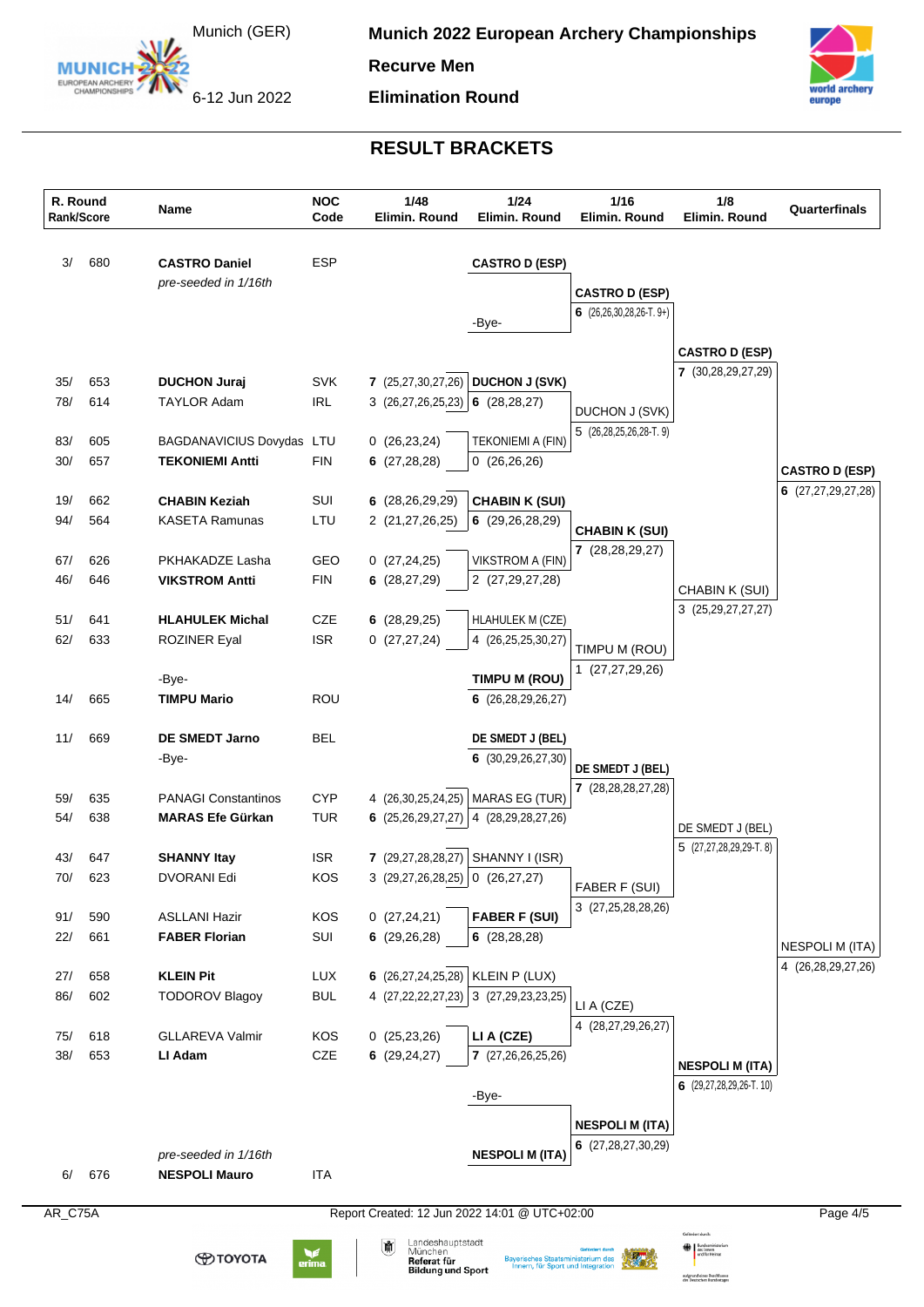Munich (GER)
6-12 Jun 2022

**Munich 2022 European Archery Championships**

**Recurve Men**

**Elimination Round**

## RESULT BRACKETS

| R. Round Rank/Score | Name | NOC Code | 1/48 Elimin. Round | 1/24 Elimin. Round | 1/16 Elimin. Round | 1/8 Elimin. Round | Quarterfinals |
|---|---|---|---|---|---|---|---|
| 3/ 680 | **CASTRO Daniel** *pre-seeded in 1/16th* | ESP | | **CASTRO D (ESP)** -Bye- | **CASTRO D (ESP)** 6 (26,26,30,28,26-T. 9+) | **CASTRO D (ESP)** 7 (30,28,29,27,29) | **CASTRO D (ESP)** 6 (27,27,29,27,28) |
| 35/ 653 | **DUCHON Juraj** | SVK | 7 (25,27,30,27,26) | **DUCHON J (SVK)** 6 (28,28,27) | DUCHON J (SVK) 5 (26,28,25,26,28-T. 9) | | |
| 78/ 614 | TAYLOR Adam | IRL | 3 (26,27,26,25,23) | | | | |
| 83/ 605 | BAGDANAVICIUS Dovydas | LTU | 0 (26,23,24) | TEKONIEMI A (FIN) 0 (26,26,26) | | | |
| 30/ 657 | **TEKONIEMI Antti** | FIN | 6 (27,28,28) | | | | |
| 19/ 662 | **CHABIN Keziah** | SUI | 6 (28,26,29,29) | **CHABIN K (SUI)** 6 (29,26,28,29) | **CHABIN K (SUI)** 7 (28,28,29,27) | CHABIN K (SUI) 3 (25,29,27,27,27) | |
| 94/ 564 | KASETA Ramunas | LTU | 2 (21,27,26,25) | | | | |
| 67/ 626 | PKHAKADZE Lasha | GEO | 0 (27,24,25) | VIKSTROM A (FIN) 2 (27,29,27,28) | | | |
| 46/ 646 | **VIKSTROM Antti** | FIN | 6 (28,27,29) | | | | |
| 51/ 641 | **HLAHULEK Michal** | CZE | 6 (28,29,25) | HLAHULEK M (CZE) 4 (26,25,25,30,27) | TIMPU M (ROU) 1 (27,27,29,26) | | |
| 62/ 633 | ROZINER Eyal | ISR | 0 (27,27,24) | | | | |
| | -Bye- | | | **TIMPU M (ROU)** 6 (26,28,29,26,27) | | | |
| 14/ 665 | **TIMPU Mario** | ROU | | | | | |
| 11/ 669 | **DE SMEDT Jarno** | BEL | | **DE SMEDT J (BEL)** 6 (30,29,26,27,30) | **DE SMEDT J (BEL)** 7 (28,28,28,27,28) | DE SMEDT J (BEL) 5 (27,27,28,29,29-T. 8) | NESPOLI M (ITA) 4 (26,28,29,27,26) |
| | -Bye- | | | | | | |
| 59/ 635 | PANAGI Constantinos | CYP | 4 (26,30,25,24,25) | MARAS EG (TUR) 4 (28,29,28,27,26) | | | |
| 54/ 638 | **MARAS Efe Gürkan** | TUR | 6 (25,26,29,27,27) | | | | |
| 43/ 647 | **SHANNY Itay** | ISR | 7 (29,27,28,28,27) | SHANNY I (ISR) 0 (26,27,27) | FABER F (SUI) 3 (27,25,28,28,26) | | |
| 70/ 623 | DVORANI Edi | KOS | 3 (29,27,26,28,25) | | | | |
| 91/ 590 | ASLLANI Hazir | KOS | 0 (27,24,21) | **FABER F (SUI)** 6 (28,28,28) | | | |
| 22/ 661 | **FABER Florian** | SUI | 6 (29,26,28) | | | | |
| 27/ 658 | **KLEIN Pit** | LUX | 6 (26,27,24,25,28) | KLEIN P (LUX) 3 (27,29,23,23,25) | LI A (CZE) 4 (28,27,29,26,27) | **NESPOLI M (ITA)** 6 (29,27,28,29,26-T. 10) | |
| 86/ 602 | TODOROV Blagoy | BUL | 4 (27,22,22,27,23) | | | | |
| 75/ 618 | GLLAREVA Valmir | KOS | 0 (25,23,26) | **LI A (CZE)** 7 (27,26,26,25,26) | | | |
| 38/ 653 | **LI Adam** | CZE | 6 (29,24,27) | | | | |
| | *pre-seeded in 1/16th* | | | -Bye- **NESPOLI M (ITA)** | **NESPOLI M (ITA)** 6 (27,28,27,30,29) | | |
| 6/ 676 | **NESPOLI Mauro** | ITA | | | | | |

AR_C75A Report Created: 12 Jun 2022 14:01 @ UTC+02:00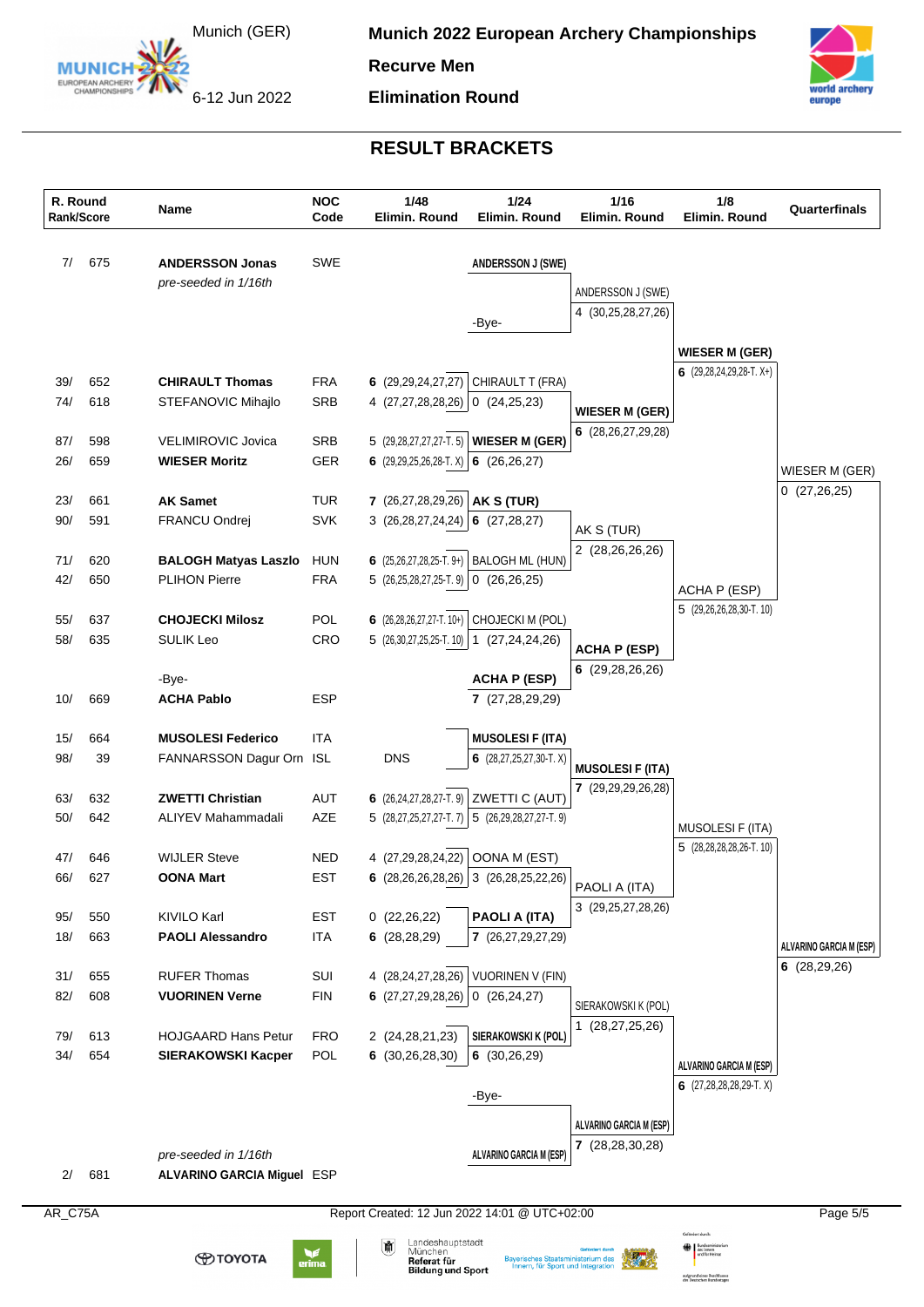# Munich 2022 European Archery Championships

**Recurve Men**

**Elimination Round**

Munich (GER)

6-12 Jun 2022

## RESULT BRACKETS

| R. Round Rank/Score | Name | NOC Code | 1/48 Elimin. Round | 1/24 Elimin. Round | 1/16 Elimin. Round | 1/8 Elimin. Round | Quarterfinals |
|---|---|---|---|---|---|---|---|
| 7/ 675 | **ANDERSSON Jonas** *pre-seeded in 1/16th* | SWE | | **ANDERSSON J (SWE)** | ANDERSSON J (SWE) 4 (30,25,28,27,26) | | |
| | | | | -Bye- | | | |
| | | | | | | **WIESER M (GER)** 6 (29,28,24,29,28-T. X+) | |
| 39/ 652 | **CHIRAULT Thomas** | FRA | 6 (29,29,24,27,27) | CHIRAULT T (FRA) | | | |
| 74/ 618 | STEFANOVIC Mihajlo | SRB | 4 (27,27,28,28,26) | 0 (24,25,23) | **WIESER M (GER)** 6 (28,26,27,29,28) | | |
| 87/ 598 | VELIMIROVIC Jovica | SRB | 5 (29,28,27,27,27-T. 5) | **WIESER M (GER)** | | | |
| 26/ 659 | **WIESER Moritz** | GER | 6 (29,29,25,26,28-T. X) | 6 (26,26,27) | | | WIESER M (GER) 0 (27,26,25) |
| 23/ 661 | **AK Samet** | TUR | 7 (26,27,28,29,26) | **AK S (TUR)** | | | |
| 90/ 591 | FRANCU Ondrej | SVK | 3 (26,28,27,24,24) | 6 (27,28,27) | AK S (TUR) 2 (28,26,26,26) | | |
| 71/ 620 | **BALOGH Matyas Laszlo** | HUN | 6 (25,26,27,28,25-T. 9+) | BALOGH ML (HUN) | | | |
| 42/ 650 | PLIHON Pierre | FRA | 5 (26,25,28,27,25-T. 9) | 0 (26,26,25) | | ACHA P (ESP) 5 (29,26,26,28,30-T. 10) | |
| 55/ 637 | **CHOJECKI Milosz** | POL | 6 (26,28,26,27,27-T. 10+) | CHOJECKI M (POL) | | | |
| 58/ 635 | SULIK Leo | CRO | 5 (26,30,27,25,25-T. 10) | 1 (27,24,24,26) | **ACHA P (ESP)** 6 (29,28,26,26) | | |
| | -Bye- | | | **ACHA P (ESP)** | | | |
| 10/ 669 | **ACHA Pablo** | ESP | | 7 (27,28,29,29) | | | |
| 15/ 664 | **MUSOLESI Federico** | ITA | | **MUSOLESI F (ITA)** | | | |
| 98/ 39 | FANNARSSON Dagur Orn | ISL | DNS | 6 (28,27,25,27,30-T. X) | **MUSOLESI F (ITA)** 7 (29,29,29,26,28) | | |
| 63/ 632 | **ZWETTI Christian** | AUT | 6 (26,24,27,28,27-T. 9) | ZWETTI C (AUT) | | | |
| 50/ 642 | ALIYEV Mahammadali | AZE | 5 (28,27,25,27,27-T. 7) | 5 (26,29,28,27,27-T. 9) | | MUSOLESI F (ITA) 5 (28,28,28,28,26-T. 10) | |
| 47/ 646 | WIJLER Steve | NED | 4 (27,29,28,24,22) | OONA M (EST) | | | |
| 66/ 627 | **OONA Mart** | EST | 6 (28,26,26,28,26) | 3 (26,28,25,22,26) | PAOLI A (ITA) 3 (29,25,27,28,26) | | |
| 95/ 550 | KIVILO Karl | EST | 0 (22,26,22) | **PAOLI A (ITA)** | | | |
| 18/ 663 | **PAOLI Alessandro** | ITA | 6 (28,28,29) | 7 (26,27,29,27,29) | | | **ALVARINO GARCIA M (ESP)** 6 (28,29,26) |
| 31/ 655 | RUFER Thomas | SUI | 4 (28,24,27,28,26) | VUORINEN V (FIN) | | | |
| 82/ 608 | **VUORINEN Verne** | FIN | 6 (27,27,29,28,26) | 0 (26,24,27) | SIERAKOWSKI K (POL) 1 (28,27,25,26) | | |
| 79/ 613 | HOJGAARD Hans Petur | FRO | 2 (24,28,21,23) | **SIERAKOWSKI K (POL)** | | | |
| 34/ 654 | **SIERAKOWSKI Kacper** | POL | 6 (30,26,28,30) | 6 (30,26,29) | | **ALVARINO GARCIA M (ESP)** 6 (27,28,28,28,29-T. X) | |
| | | | | -Bye- | | | |
| | | | | | **ALVARINO GARCIA M (ESP)** 7 (28,28,30,28) | | |
| 2/ 681 | **ALVARINO GARCIA Miguel** *pre-seeded in 1/16th* | ESP | | **ALVARINO GARCIA M (ESP)** | | | |

AR_C75A

Report Created: 12 Jun 2022 14:01 @ UTC+02:00